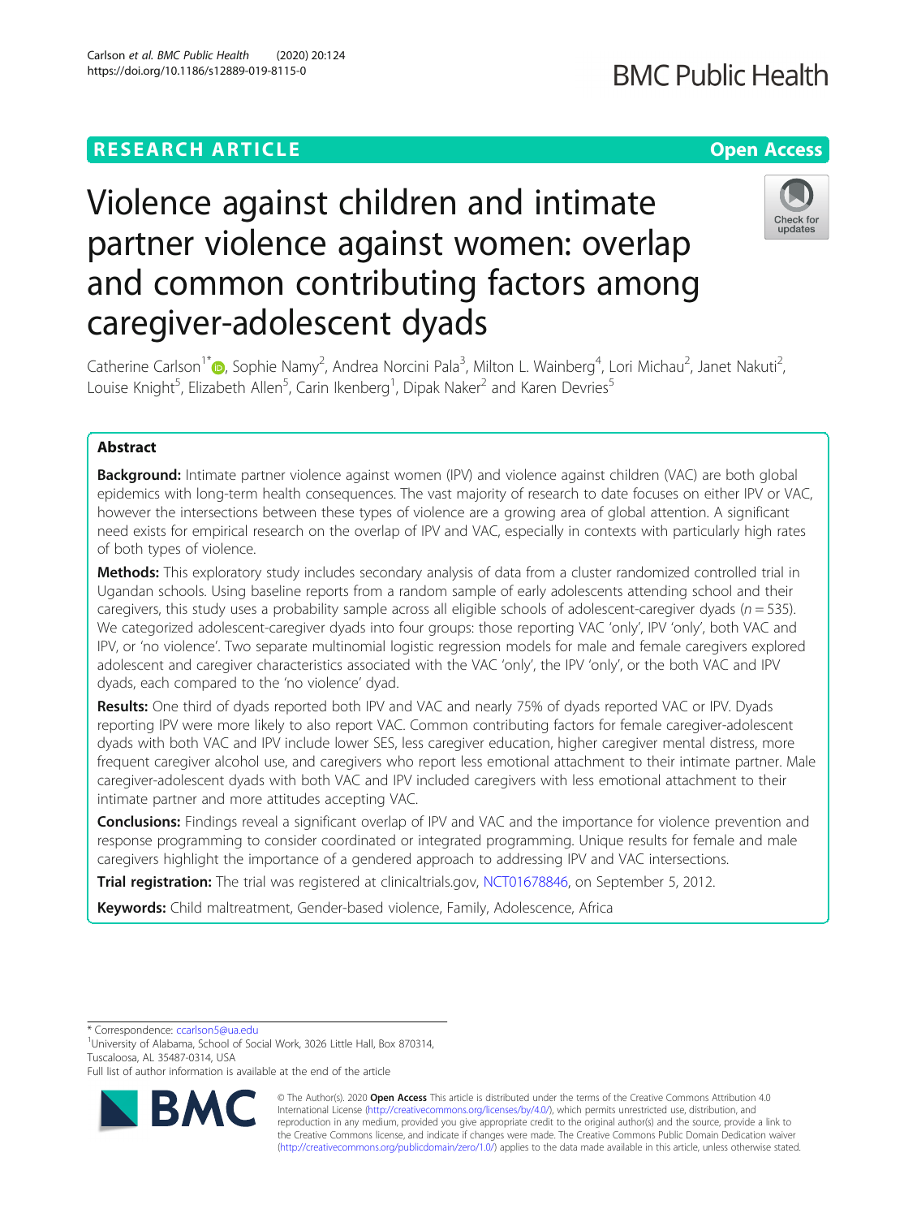RESEARCH ARTICLE

Open Access

# Violence against children and intimate partner violence against women: overlap and common contributing factors among caregiver-adolescent dyads

Catherine Carlson[1*], Sophie Namy[2], Andrea Norcini Pala[3], Milton L. Wainberg[4], Lori Michau[2], Janet Nakuti[2], Louise Knight[5], Elizabeth Allen[5], Carin Ikenberg[1], Dipak Naker[2] and Karen Devries[5]

## Abstract

**Background:** Intimate partner violence against women (IPV) and violence against children (VAC) are both global epidemics with long-term health consequences. The vast majority of research to date focuses on either IPV or VAC, however the intersections between these types of violence are a growing area of global attention. A significant need exists for empirical research on the overlap of IPV and VAC, especially in contexts with particularly high rates of both types of violence.

**Methods:** This exploratory study includes secondary analysis of data from a cluster randomized controlled trial in Ugandan schools. Using baseline reports from a random sample of early adolescents attending school and their caregivers, this study uses a probability sample across all eligible schools of adolescent-caregiver dyads ($n = 535$). We categorized adolescent-caregiver dyads into four groups: those reporting VAC 'only', IPV 'only', both VAC and IPV, or 'no violence'. Two separate multinomial logistic regression models for male and female caregivers explored adolescent and caregiver characteristics associated with the VAC 'only', the IPV 'only', or the both VAC and IPV dyads, each compared to the 'no violence' dyad.

**Results:** One third of dyads reported both IPV and VAC and nearly 75% of dyads reported VAC or IPV. Dyads reporting IPV were more likely to also report VAC. Common contributing factors for female caregiver-adolescent dyads with both VAC and IPV include lower SES, less caregiver education, higher caregiver mental distress, more frequent caregiver alcohol use, and caregivers who report less emotional attachment to their intimate partner. Male caregiver-adolescent dyads with both VAC and IPV included caregivers with less emotional attachment to their intimate partner and more attitudes accepting VAC.

**Conclusions:** Findings reveal a significant overlap of IPV and VAC and the importance for violence prevention and response programming to consider coordinated or integrated programming. Unique results for female and male caregivers highlight the importance of a gendered approach to addressing IPV and VAC intersections.

**Trial registration:** The trial was registered at clinicaltrials.gov, NCT01678846, on September 5, 2012.

**Keywords:** Child maltreatment, Gender-based violence, Family, Adolescence, Africa

---

\* Correspondence: ccarlson5@ua.edu
[1]University of Alabama, School of Social Work, 3026 Little Hall, Box 870314, Tuscaloosa, AL 35487-0314, USA
Full list of author information is available at the end of the article

© The Author(s). 2020 **Open Access** This article is distributed under the terms of the Creative Commons Attribution 4.0 International License (http://creativecommons.org/licenses/by/4.0/), which permits unrestricted use, distribution, and reproduction in any medium, provided you give appropriate credit to the original author(s) and the source, provide a link to the Creative Commons license, and indicate if changes were made. The Creative Commons Public Domain Dedication waiver (http://creativecommons.org/publicdomain/zero/1.0/) applies to the data made available in this article, unless otherwise stated.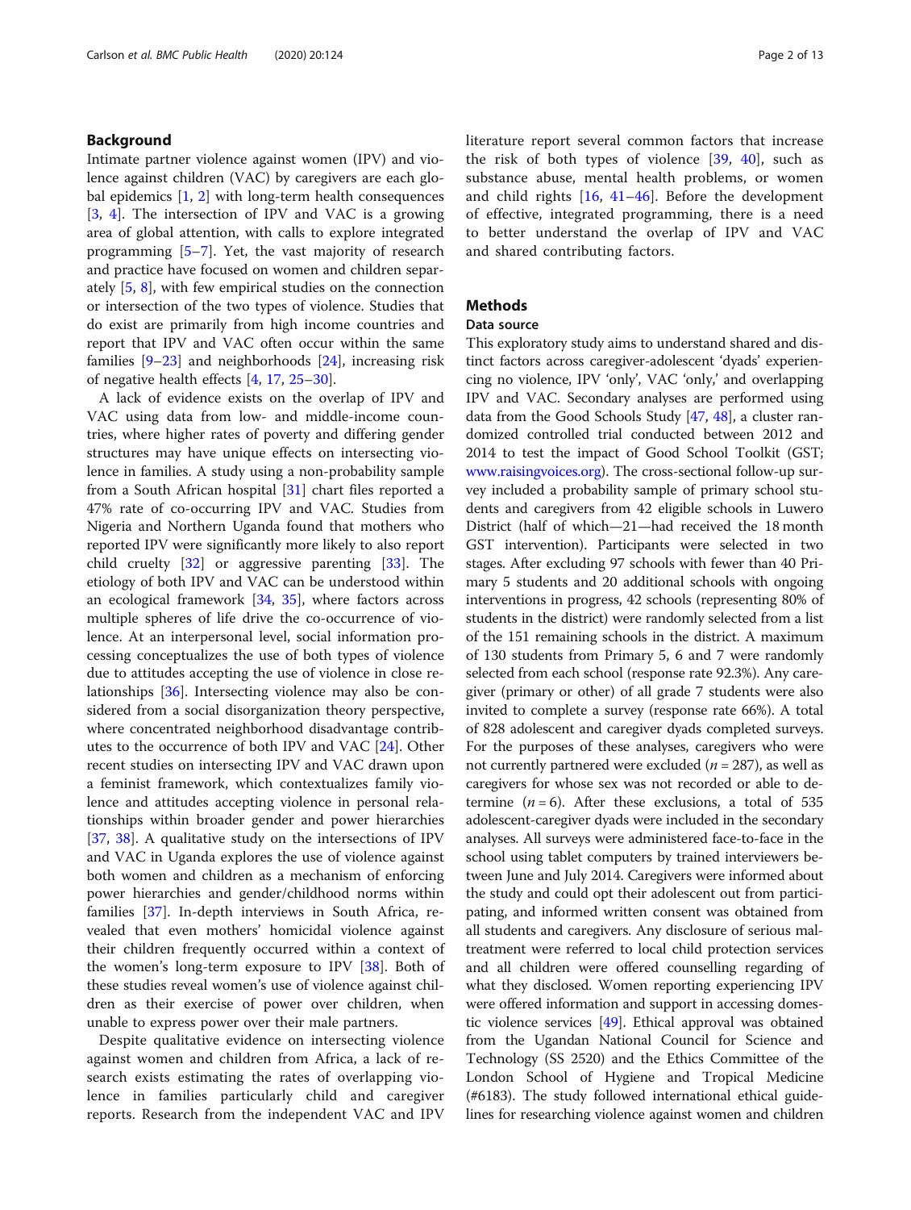## Background

Intimate partner violence against women (IPV) and violence against children (VAC) by caregivers are each global epidemics [1, 2] with long-term health consequences [3, 4]. The intersection of IPV and VAC is a growing area of global attention, with calls to explore integrated programming [5–7]. Yet, the vast majority of research and practice have focused on women and children separately [5, 8], with few empirical studies on the connection or intersection of the two types of violence. Studies that do exist are primarily from high income countries and report that IPV and VAC often occur within the same families [9–23] and neighborhoods [24], increasing risk of negative health effects [4, 17, 25–30].

A lack of evidence exists on the overlap of IPV and VAC using data from low- and middle-income countries, where higher rates of poverty and differing gender structures may have unique effects on intersecting violence in families. A study using a non-probability sample from a South African hospital [31] chart files reported a 47% rate of co-occurring IPV and VAC. Studies from Nigeria and Northern Uganda found that mothers who reported IPV were significantly more likely to also report child cruelty [32] or aggressive parenting [33]. The etiology of both IPV and VAC can be understood within an ecological framework [34, 35], where factors across multiple spheres of life drive the co-occurrence of violence. At an interpersonal level, social information processing conceptualizes the use of both types of violence due to attitudes accepting the use of violence in close relationships [36]. Intersecting violence may also be considered from a social disorganization theory perspective, where concentrated neighborhood disadvantage contributes to the occurrence of both IPV and VAC [24]. Other recent studies on intersecting IPV and VAC drawn upon a feminist framework, which contextualizes family violence and attitudes accepting violence in personal relationships within broader gender and power hierarchies [37, 38]. A qualitative study on the intersections of IPV and VAC in Uganda explores the use of violence against both women and children as a mechanism of enforcing power hierarchies and gender/childhood norms within families [37]. In-depth interviews in South Africa, revealed that even mothers' homicidal violence against their children frequently occurred within a context of the women's long-term exposure to IPV [38]. Both of these studies reveal women's use of violence against children as their exercise of power over children, when unable to express power over their male partners.

Despite qualitative evidence on intersecting violence against women and children from Africa, a lack of research exists estimating the rates of overlapping violence in families particularly child and caregiver reports. Research from the independent VAC and IPV literature report several common factors that increase the risk of both types of violence [39, 40], such as substance abuse, mental health problems, or women and child rights [16, 41–46]. Before the development of effective, integrated programming, there is a need to better understand the overlap of IPV and VAC and shared contributing factors.

## Methods

### Data source

This exploratory study aims to understand shared and distinct factors across caregiver-adolescent 'dyads' experiencing no violence, IPV 'only', VAC 'only,' and overlapping IPV and VAC. Secondary analyses are performed using data from the Good Schools Study [47, 48], a cluster randomized controlled trial conducted between 2012 and 2014 to test the impact of Good School Toolkit (GST; www.raisingvoices.org). The cross-sectional follow-up survey included a probability sample of primary school students and caregivers from 42 eligible schools in Luwero District (half of which—21—had received the 18 month GST intervention). Participants were selected in two stages. After excluding 97 schools with fewer than 40 Primary 5 students and 20 additional schools with ongoing interventions in progress, 42 schools (representing 80% of students in the district) were randomly selected from a list of the 151 remaining schools in the district. A maximum of 130 students from Primary 5, 6 and 7 were randomly selected from each school (response rate 92.3%). Any caregiver (primary or other) of all grade 7 students were also invited to complete a survey (response rate 66%). A total of 828 adolescent and caregiver dyads completed surveys. For the purposes of these analyses, caregivers who were not currently partnered were excluded ($n = 287$), as well as caregivers for whose sex was not recorded or able to determine ($n = 6$). After these exclusions, a total of 535 adolescent-caregiver dyads were included in the secondary analyses. All surveys were administered face-to-face in the school using tablet computers by trained interviewers between June and July 2014. Caregivers were informed about the study and could opt their adolescent out from participating, and informed written consent was obtained from all students and caregivers. Any disclosure of serious maltreatment were referred to local child protection services and all children were offered counselling regarding of what they disclosed. Women reporting experiencing IPV were offered information and support in accessing domestic violence services [49]. Ethical approval was obtained from the Ugandan National Council for Science and Technology (SS 2520) and the Ethics Committee of the London School of Hygiene and Tropical Medicine (#6183). The study followed international ethical guidelines for researching violence against women and children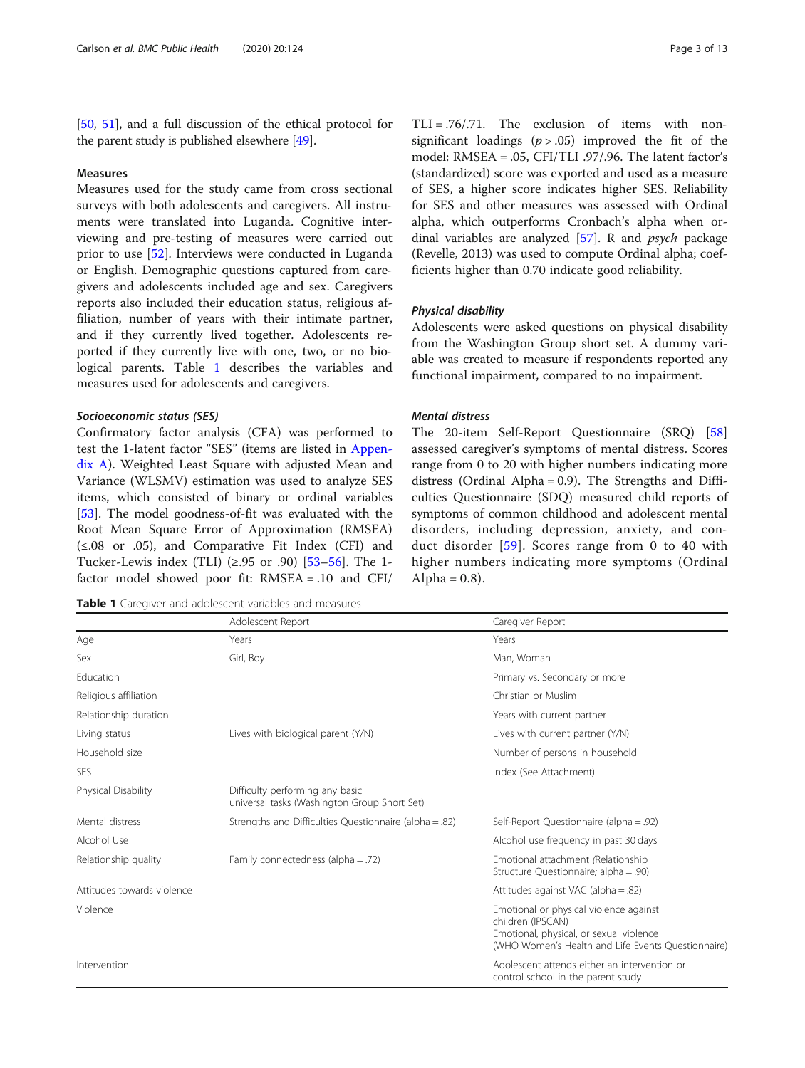[50, 51], and a full discussion of the ethical protocol for the parent study is published elsewhere [49].

### Measures

Measures used for the study came from cross sectional surveys with both adolescents and caregivers. All instruments were translated into Luganda. Cognitive interviewing and pre-testing of measures were carried out prior to use [52]. Interviews were conducted in Luganda or English. Demographic questions captured from caregivers and adolescents included age and sex. Caregivers reports also included their education status, religious affiliation, number of years with their intimate partner, and if they currently lived together. Adolescents reported if they currently live with one, two, or no biological parents. Table 1 describes the variables and measures used for adolescents and caregivers.

#### *Socioeconomic status (SES)*

Confirmatory factor analysis (CFA) was performed to test the 1-latent factor "SES" (items are listed in Appendix A). Weighted Least Square with adjusted Mean and Variance (WLSMV) estimation was used to analyze SES items, which consisted of binary or ordinal variables [53]. The model goodness-of-fit was evaluated with the Root Mean Square Error of Approximation (RMSEA) (≤.08 or .05), and Comparative Fit Index (CFI) and Tucker-Lewis index (TLI) (≥.95 or .90) [53–56]. The 1-factor model showed poor fit: RMSEA = .10 and CFI/TLI = .76/.71. The exclusion of items with non-significant loadings ($p > .05$) improved the fit of the model: RMSEA = .05, CFI/TLI .97/.96. The latent factor's (standardized) score was exported and used as a measure of SES, a higher score indicates higher SES. Reliability for SES and other measures was assessed with Ordinal alpha, which outperforms Cronbach's alpha when ordinal variables are analyzed [57]. R and *psych* package (Revelle, 2013) was used to compute Ordinal alpha; coefficients higher than 0.70 indicate good reliability.

#### *Physical disability*

Adolescents were asked questions on physical disability from the Washington Group short set. A dummy variable was created to measure if respondents reported any functional impairment, compared to no impairment.

#### *Mental distress*

The 20-item Self-Report Questionnaire (SRQ) [58] assessed caregiver's symptoms of mental distress. Scores range from 0 to 20 with higher numbers indicating more distress (Ordinal Alpha = 0.9). The Strengths and Difficulties Questionnaire (SDQ) measured child reports of symptoms of common childhood and adolescent mental disorders, including depression, anxiety, and conduct disorder [59]. Scores range from 0 to 40 with higher numbers indicating more symptoms (Ordinal Alpha = 0.8).

**Table 1** Caregiver and adolescent variables and measures

| | Adolescent Report | Caregiver Report |
|---|---|---|
| Age | Years | Years |
| Sex | Girl, Boy | Man, Woman |
| Education | | Primary vs. Secondary or more |
| Religious affiliation | | Christian or Muslim |
| Relationship duration | | Years with current partner |
| Living status | Lives with biological parent (Y/N) | Lives with current partner (Y/N) |
| Household size | | Number of persons in household |
| SES | | Index (See Attachment) |
| Physical Disability | Difficulty performing any basic universal tasks (Washington Group Short Set) | |
| Mental distress | Strengths and Difficulties Questionnaire (alpha = .82) | Self-Report Questionnaire (alpha = .92) |
| Alcohol Use | | Alcohol use frequency in past 30 days |
| Relationship quality | Family connectedness (alpha = .72) | Emotional attachment (Relationship Structure Questionnaire; alpha = .90) |
| Attitudes towards violence | | Attitudes against VAC (alpha = .82) |
| Violence | | Emotional or physical violence against children (IPSCAN)<br>Emotional, physical, or sexual violence (WHO Women's Health and Life Events Questionnaire) |
| Intervention | | Adolescent attends either an intervention or control school in the parent study |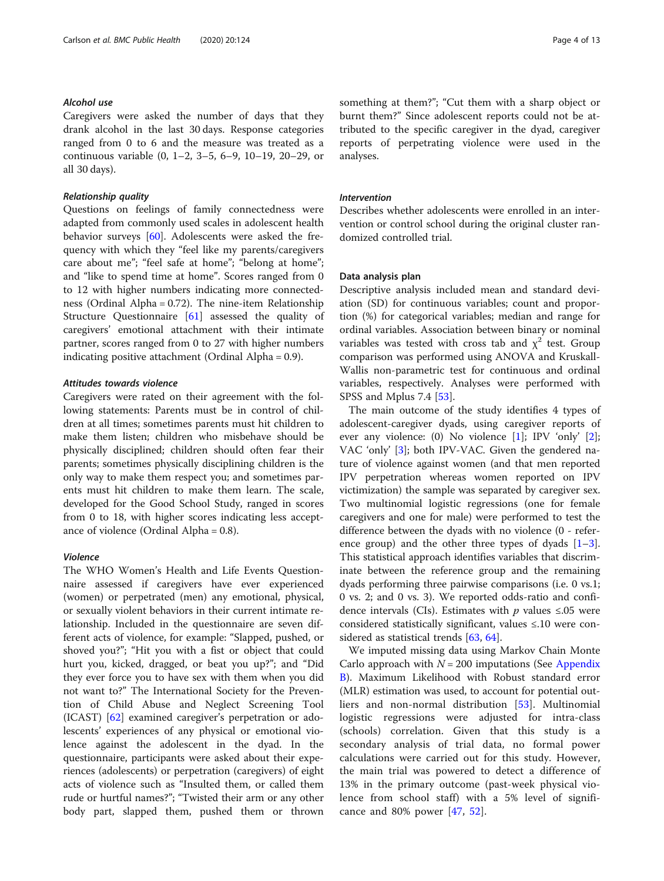#### *Alcohol use*

Caregivers were asked the number of days that they drank alcohol in the last 30 days. Response categories ranged from 0 to 6 and the measure was treated as a continuous variable (0, 1–2, 3–5, 6–9, 10–19, 20–29, or all 30 days).

#### *Relationship quality*

Questions on feelings of family connectedness were adapted from commonly used scales in adolescent health behavior surveys [60]. Adolescents were asked the frequency with which they "feel like my parents/caregivers care about me"; "feel safe at home"; "belong at home"; and "like to spend time at home". Scores ranged from 0 to 12 with higher numbers indicating more connectedness (Ordinal Alpha = 0.72). The nine-item Relationship Structure Questionnaire [61] assessed the quality of caregivers' emotional attachment with their intimate partner, scores ranged from 0 to 27 with higher numbers indicating positive attachment (Ordinal Alpha = 0.9).

#### *Attitudes towards violence*

Caregivers were rated on their agreement with the following statements: Parents must be in control of children at all times; sometimes parents must hit children to make them listen; children who misbehave should be physically disciplined; children should often fear their parents; sometimes physically disciplining children is the only way to make them respect you; and sometimes parents must hit children to make them learn. The scale, developed for the Good School Study, ranged in scores from 0 to 18, with higher scores indicating less acceptance of violence (Ordinal Alpha = 0.8).

#### *Violence*

The WHO Women's Health and Life Events Questionnaire assessed if caregivers have ever experienced (women) or perpetrated (men) any emotional, physical, or sexually violent behaviors in their current intimate relationship. Included in the questionnaire are seven different acts of violence, for example: "Slapped, pushed, or shoved you?"; "Hit you with a fist or object that could hurt you, kicked, dragged, or beat you up?"; and "Did they ever force you to have sex with them when you did not want to?" The International Society for the Prevention of Child Abuse and Neglect Screening Tool (ICAST) [62] examined caregiver's perpetration or adolescents' experiences of any physical or emotional violence against the adolescent in the dyad. In the questionnaire, participants were asked about their experiences (adolescents) or perpetration (caregivers) of eight acts of violence such as "Insulted them, or called them rude or hurtful names?"; "Twisted their arm or any other body part, slapped them, pushed them or thrown something at them?"; "Cut them with a sharp object or burnt them?" Since adolescent reports could not be attributed to the specific caregiver in the dyad, caregiver reports of perpetrating violence were used in the analyses.

#### *Intervention*

Describes whether adolescents were enrolled in an intervention or control school during the original cluster randomized controlled trial.

### Data analysis plan

Descriptive analysis included mean and standard deviation (SD) for continuous variables; count and proportion (%) for categorical variables; median and range for ordinal variables. Association between binary or nominal variables was tested with cross tab and $\chi^2$ test. Group comparison was performed using ANOVA and Kruskall-Wallis non-parametric test for continuous and ordinal variables, respectively. Analyses were performed with SPSS and Mplus 7.4 [53].

The main outcome of the study identifies 4 types of adolescent-caregiver dyads, using caregiver reports of ever any violence: (0) No violence [1]; IPV 'only' [2]; VAC 'only' [3]; both IPV-VAC. Given the gendered nature of violence against women (and that men reported IPV perpetration whereas women reported on IPV victimization) the sample was separated by caregiver sex. Two multinomial logistic regressions (one for female caregivers and one for male) were performed to test the difference between the dyads with no violence (0 - reference group) and the other three types of dyads [1–3]. This statistical approach identifies variables that discriminate between the reference group and the remaining dyads performing three pairwise comparisons (i.e. 0 vs.1; 0 vs. 2; and 0 vs. 3). We reported odds-ratio and confidence intervals (CIs). Estimates with $p$ values ≤.05 were considered statistically significant, values ≤.10 were considered as statistical trends [63, 64].

We imputed missing data using Markov Chain Monte Carlo approach with $N = 200$ imputations (See Appendix B). Maximum Likelihood with Robust standard error (MLR) estimation was used, to account for potential outliers and non-normal distribution [53]. Multinomial logistic regressions were adjusted for intra-class (schools) correlation. Given that this study is a secondary analysis of trial data, no formal power calculations were carried out for this study. However, the main trial was powered to detect a difference of 13% in the primary outcome (past-week physical violence from school staff) with a 5% level of significance and 80% power [47, 52].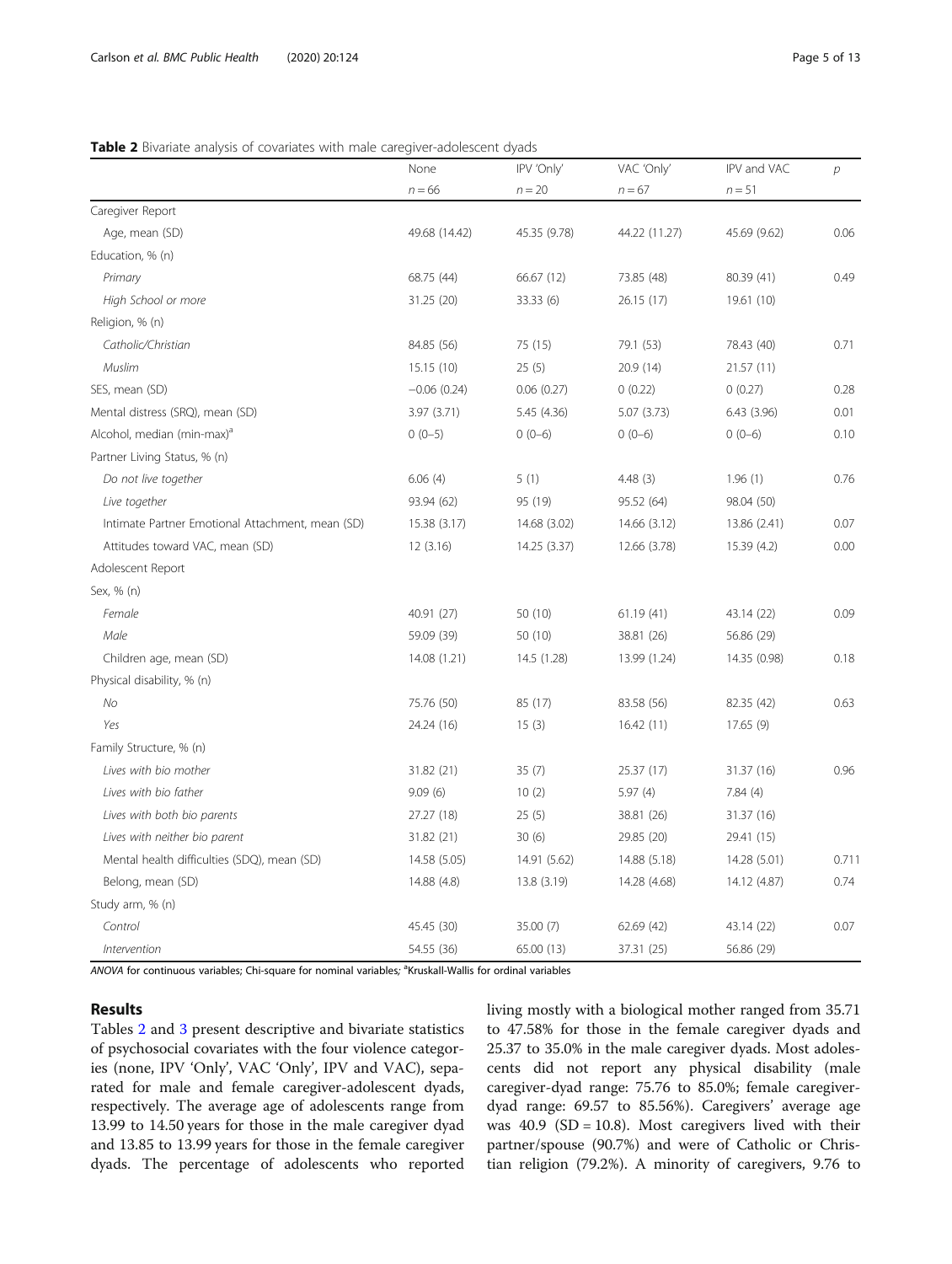**Table 2** Bivariate analysis of covariates with male caregiver-adolescent dyads

| | None | IPV 'Only' | VAC 'Only' | IPV and VAC | *p* |
|---|---|---|---|---|---|
| | *n* = 66 | *n* = 20 | *n* = 67 | *n* = 51 | |
| Caregiver Report | | | | | |
| Age, mean (SD) | 49.68 (14.42) | 45.35 (9.78) | 44.22 (11.27) | 45.69 (9.62) | 0.06 |
| Education, % (n) | | | | | |
| *Primary* | 68.75 (44) | 66.67 (12) | 73.85 (48) | 80.39 (41) | 0.49 |
| *High School or more* | 31.25 (20) | 33.33 (6) | 26.15 (17) | 19.61 (10) | |
| Religion, % (n) | | | | | |
| *Catholic/Christian* | 84.85 (56) | 75 (15) | 79.1 (53) | 78.43 (40) | 0.71 |
| *Muslim* | 15.15 (10) | 25 (5) | 20.9 (14) | 21.57 (11) | |
| SES, mean (SD) | −0.06 (0.24) | 0.06 (0.27) | 0 (0.22) | 0 (0.27) | 0.28 |
| Mental distress (SRQ), mean (SD) | 3.97 (3.71) | 5.45 (4.36) | 5.07 (3.73) | 6.43 (3.96) | 0.01 |
| Alcohol, median (min-max)[a] | 0 (0–5) | 0 (0–6) | 0 (0–6) | 0 (0–6) | 0.10 |
| Partner Living Status, % (n) | | | | | |
| *Do not live together* | 6.06 (4) | 5 (1) | 4.48 (3) | 1.96 (1) | 0.76 |
| *Live together* | 93.94 (62) | 95 (19) | 95.52 (64) | 98.04 (50) | |
| Intimate Partner Emotional Attachment, mean (SD) | 15.38 (3.17) | 14.68 (3.02) | 14.66 (3.12) | 13.86 (2.41) | 0.07 |
| Attitudes toward VAC, mean (SD) | 12 (3.16) | 14.25 (3.37) | 12.66 (3.78) | 15.39 (4.2) | 0.00 |
| Adolescent Report | | | | | |
| Sex, % (n) | | | | | |
| *Female* | 40.91 (27) | 50 (10) | 61.19 (41) | 43.14 (22) | 0.09 |
| *Male* | 59.09 (39) | 50 (10) | 38.81 (26) | 56.86 (29) | |
| Children age, mean (SD) | 14.08 (1.21) | 14.5 (1.28) | 13.99 (1.24) | 14.35 (0.98) | 0.18 |
| Physical disability, % (n) | | | | | |
| *No* | 75.76 (50) | 85 (17) | 83.58 (56) | 82.35 (42) | 0.63 |
| *Yes* | 24.24 (16) | 15 (3) | 16.42 (11) | 17.65 (9) | |
| Family Structure, % (n) | | | | | |
| *Lives with bio mother* | 31.82 (21) | 35 (7) | 25.37 (17) | 31.37 (16) | 0.96 |
| *Lives with bio father* | 9.09 (6) | 10 (2) | 5.97 (4) | 7.84 (4) | |
| *Lives with both bio parents* | 27.27 (18) | 25 (5) | 38.81 (26) | 31.37 (16) | |
| *Lives with neither bio parent* | 31.82 (21) | 30 (6) | 29.85 (20) | 29.41 (15) | |
| Mental health difficulties (SDQ), mean (SD) | 14.58 (5.05) | 14.91 (5.62) | 14.88 (5.18) | 14.28 (5.01) | 0.711 |
| Belong, mean (SD) | 14.88 (4.8) | 13.8 (3.19) | 14.28 (4.68) | 14.12 (4.87) | 0.74 |
| Study arm, % (n) | | | | | |
| *Control* | 45.45 (30) | 35.00 (7) | 62.69 (42) | 43.14 (22) | 0.07 |
| *Intervention* | 54.55 (36) | 65.00 (13) | 37.31 (25) | 56.86 (29) | |

*ANOVA* for continuous variables; Chi-square for nominal variables; [a]Kruskall-Wallis for ordinal variables

## Results

Tables 2 and 3 present descriptive and bivariate statistics of psychosocial covariates with the four violence categories (none, IPV 'Only', VAC 'Only', IPV and VAC), separated for male and female caregiver-adolescent dyads, respectively. The average age of adolescents range from 13.99 to 14.50 years for those in the male caregiver dyad and 13.85 to 13.99 years for those in the female caregiver dyads. The percentage of adolescents who reported living mostly with a biological mother ranged from 35.71 to 47.58% for those in the female caregiver dyads and 25.37 to 35.0% in the male caregiver dyads. Most adolescents did not report any physical disability (male caregiver-dyad range: 75.76 to 85.0%; female caregiver-dyad range: 69.57 to 85.56%). Caregivers' average age was 40.9 (SD = 10.8). Most caregivers lived with their partner/spouse (90.7%) and were of Catholic or Christian religion (79.2%). A minority of caregivers, 9.76 to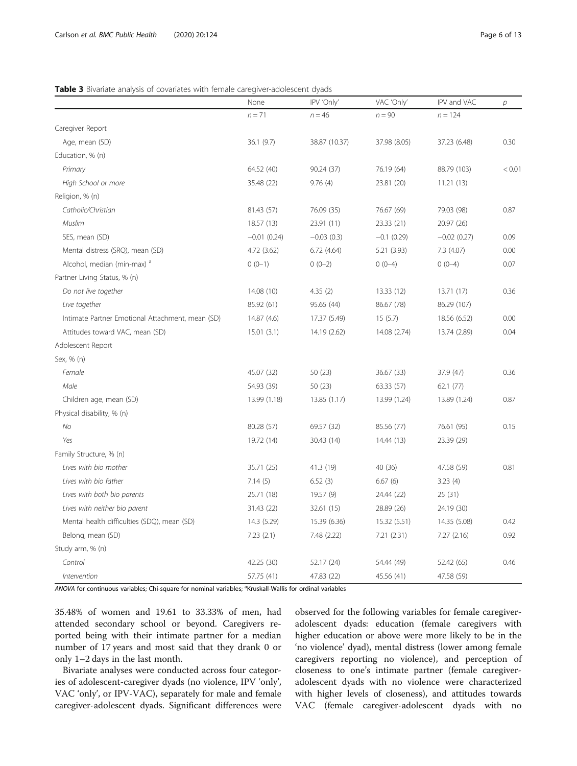**Table 3** Bivariate analysis of covariates with female caregiver-adolescent dyads

| | None | IPV 'Only' | VAC 'Only' | IPV and VAC | *p* |
|---|---|---|---|---|---|
| | *n* = 71 | *n* = 46 | *n* = 90 | *n* = 124 | |
| Caregiver Report | | | | | |
| Age, mean (SD) | 36.1 (9.7) | 38.87 (10.37) | 37.98 (8.05) | 37.23 (6.48) | 0.30 |
| Education, % (n) | | | | | |
| *Primary* | 64.52 (40) | 90.24 (37) | 76.19 (64) | 88.79 (103) | < 0.01 |
| *High School or more* | 35.48 (22) | 9.76 (4) | 23.81 (20) | 11.21 (13) | |
| Religion, % (n) | | | | | |
| *Catholic/Christian* | 81.43 (57) | 76.09 (35) | 76.67 (69) | 79.03 (98) | 0.87 |
| *Muslim* | 18.57 (13) | 23.91 (11) | 23.33 (21) | 20.97 (26) | |
| SES, mean (SD) | −0.01 (0.24) | −0.03 (0.3) | −0.1 (0.29) | −0.02 (0.27) | 0.09 |
| Mental distress (SRQ), mean (SD) | 4.72 (3.62) | 6.72 (4.64) | 5.21 (3.93) | 7.3 (4.07) | 0.00 |
| Alcohol, median (min-max) [a] | 0 (0–1) | 0 (0–2) | 0 (0–4) | 0 (0–4) | 0.07 |
| Partner Living Status, % (n) | | | | | |
| *Do not live together* | 14.08 (10) | 4.35 (2) | 13.33 (12) | 13.71 (17) | 0.36 |
| *Live together* | 85.92 (61) | 95.65 (44) | 86.67 (78) | 86.29 (107) | |
| Intimate Partner Emotional Attachment, mean (SD) | 14.87 (4.6) | 17.37 (5.49) | 15 (5.7) | 18.56 (6.52) | 0.00 |
| Attitudes toward VAC, mean (SD) | 15.01 (3.1) | 14.19 (2.62) | 14.08 (2.74) | 13.74 (2.89) | 0.04 |
| Adolescent Report | | | | | |
| Sex, % (n) | | | | | |
| *Female* | 45.07 (32) | 50 (23) | 36.67 (33) | 37.9 (47) | 0.36 |
| *Male* | 54.93 (39) | 50 (23) | 63.33 (57) | 62.1 (77) | |
| Children age, mean (SD) | 13.99 (1.18) | 13.85 (1.17) | 13.99 (1.24) | 13.89 (1.24) | 0.87 |
| Physical disability, % (n) | | | | | |
| *No* | 80.28 (57) | 69.57 (32) | 85.56 (77) | 76.61 (95) | 0.15 |
| *Yes* | 19.72 (14) | 30.43 (14) | 14.44 (13) | 23.39 (29) | |
| Family Structure, % (n) | | | | | |
| *Lives with bio mother* | 35.71 (25) | 41.3 (19) | 40 (36) | 47.58 (59) | 0.81 |
| *Lives with bio father* | 7.14 (5) | 6.52 (3) | 6.67 (6) | 3.23 (4) | |
| *Lives with both bio parents* | 25.71 (18) | 19.57 (9) | 24.44 (22) | 25 (31) | |
| *Lives with neither bio parent* | 31.43 (22) | 32.61 (15) | 28.89 (26) | 24.19 (30) | |
| Mental health difficulties (SDQ), mean (SD) | 14.3 (5.29) | 15.39 (6.36) | 15.32 (5.51) | 14.35 (5.08) | 0.42 |
| Belong, mean (SD) | 7.23 (2.1) | 7.48 (2.22) | 7.21 (2.31) | 7.27 (2.16) | 0.92 |
| Study arm, % (n) | | | | | |
| *Control* | 42.25 (30) | 52.17 (24) | 54.44 (49) | 52.42 (65) | 0.46 |
| *Intervention* | 57.75 (41) | 47.83 (22) | 45.56 (41) | 47.58 (59) | |

*ANOVA* for continuous variables; Chi-square for nominal variables; [a]Kruskall-Wallis for ordinal variables

35.48% of women and 19.61 to 33.33% of men, had attended secondary school or beyond. Caregivers reported being with their intimate partner for a median number of 17 years and most said that they drank 0 or only 1–2 days in the last month.

Bivariate analyses were conducted across four categories of adolescent-caregiver dyads (no violence, IPV 'only', VAC 'only', or IPV-VAC), separately for male and female caregiver-adolescent dyads. Significant differences were observed for the following variables for female caregiver-adolescent dyads: education (female caregivers with higher education or above were more likely to be in the 'no violence' dyad), mental distress (lower among female caregivers reporting no violence), and perception of closeness to one's intimate partner (female caregiver-adolescent dyads with no violence were characterized with higher levels of closeness), and attitudes towards VAC (female caregiver-adolescent dyads with no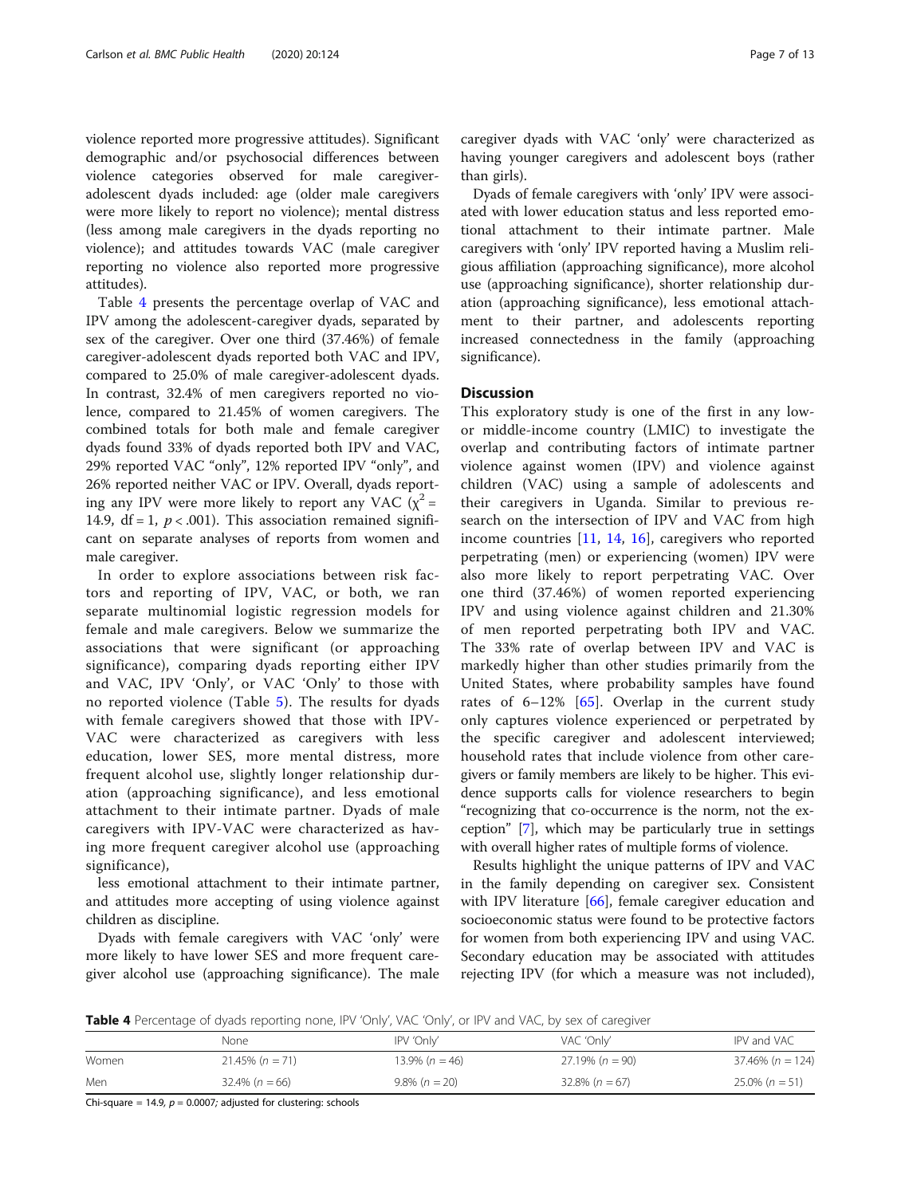violence reported more progressive attitudes). Significant demographic and/or psychosocial differences between violence categories observed for male caregiver-adolescent dyads included: age (older male caregivers were more likely to report no violence); mental distress (less among male caregivers in the dyads reporting no violence); and attitudes towards VAC (male caregiver reporting no violence also reported more progressive attitudes).

Table 4 presents the percentage overlap of VAC and IPV among the adolescent-caregiver dyads, separated by sex of the caregiver. Over one third (37.46%) of female caregiver-adolescent dyads reported both VAC and IPV, compared to 25.0% of male caregiver-adolescent dyads. In contrast, 32.4% of men caregivers reported no violence, compared to 21.45% of women caregivers. The combined totals for both male and female caregiver dyads found 33% of dyads reported both IPV and VAC, 29% reported VAC "only", 12% reported IPV "only", and 26% reported neither VAC or IPV. Overall, dyads reporting any IPV were more likely to report any VAC ($\chi^2 = 14.9$, df = 1, $p < .001$). This association remained significant on separate analyses of reports from women and male caregiver.

In order to explore associations between risk factors and reporting of IPV, VAC, or both, we ran separate multinomial logistic regression models for female and male caregivers. Below we summarize the associations that were significant (or approaching significance), comparing dyads reporting either IPV and VAC, IPV 'Only', or VAC 'Only' to those with no reported violence (Table 5). The results for dyads with female caregivers showed that those with IPV-VAC were characterized as caregivers with less education, lower SES, more mental distress, more frequent alcohol use, slightly longer relationship duration (approaching significance), and less emotional attachment to their intimate partner. Dyads of male caregivers with IPV-VAC were characterized as having more frequent caregiver alcohol use (approaching significance),

less emotional attachment to their intimate partner, and attitudes more accepting of using violence against children as discipline.

Dyads with female caregivers with VAC 'only' were more likely to have lower SES and more frequent caregiver alcohol use (approaching significance). The male caregiver dyads with VAC 'only' were characterized as having younger caregivers and adolescent boys (rather than girls).

Dyads of female caregivers with 'only' IPV were associated with lower education status and less reported emotional attachment to their intimate partner. Male caregivers with 'only' IPV reported having a Muslim religious affiliation (approaching significance), more alcohol use (approaching significance), shorter relationship duration (approaching significance), less emotional attachment to their partner, and adolescents reporting increased connectedness in the family (approaching significance).

## Discussion

This exploratory study is one of the first in any low- or middle-income country (LMIC) to investigate the overlap and contributing factors of intimate partner violence against women (IPV) and violence against children (VAC) using a sample of adolescents and their caregivers in Uganda. Similar to previous research on the intersection of IPV and VAC from high income countries [11, 14, 16], caregivers who reported perpetrating (men) or experiencing (women) IPV were also more likely to report perpetrating VAC. Over one third (37.46%) of women reported experiencing IPV and using violence against children and 21.30% of men reported perpetrating both IPV and VAC. The 33% rate of overlap between IPV and VAC is markedly higher than other studies primarily from the United States, where probability samples have found rates of 6–12% [65]. Overlap in the current study only captures violence experienced or perpetrated by the specific caregiver and adolescent interviewed; household rates that include violence from other caregivers or family members are likely to be higher. This evidence supports calls for violence researchers to begin "recognizing that co-occurrence is the norm, not the exception" [7], which may be particularly true in settings with overall higher rates of multiple forms of violence.

Results highlight the unique patterns of IPV and VAC in the family depending on caregiver sex. Consistent with IPV literature [66], female caregiver education and socioeconomic status were found to be protective factors for women from both experiencing IPV and using VAC. Secondary education may be associated with attitudes rejecting IPV (for which a measure was not included),

**Table 4** Percentage of dyads reporting none, IPV 'Only', VAC 'Only', or IPV and VAC, by sex of caregiver

| | None | IPV 'Only' | VAC 'Only' | IPV and VAC |
|---|---|---|---|---|
| Women | 21.45% ($n = 71$) | 13.9% ($n = 46$) | 27.19% ($n = 90$) | 37.46% ($n = 124$) |
| Men | 32.4% ($n = 66$) | 9.8% ($n = 20$) | 32.8% ($n = 67$) | 25.0% ($n = 51$) |

Chi-square = 14.9, $p = 0.0007$; adjusted for clustering: schools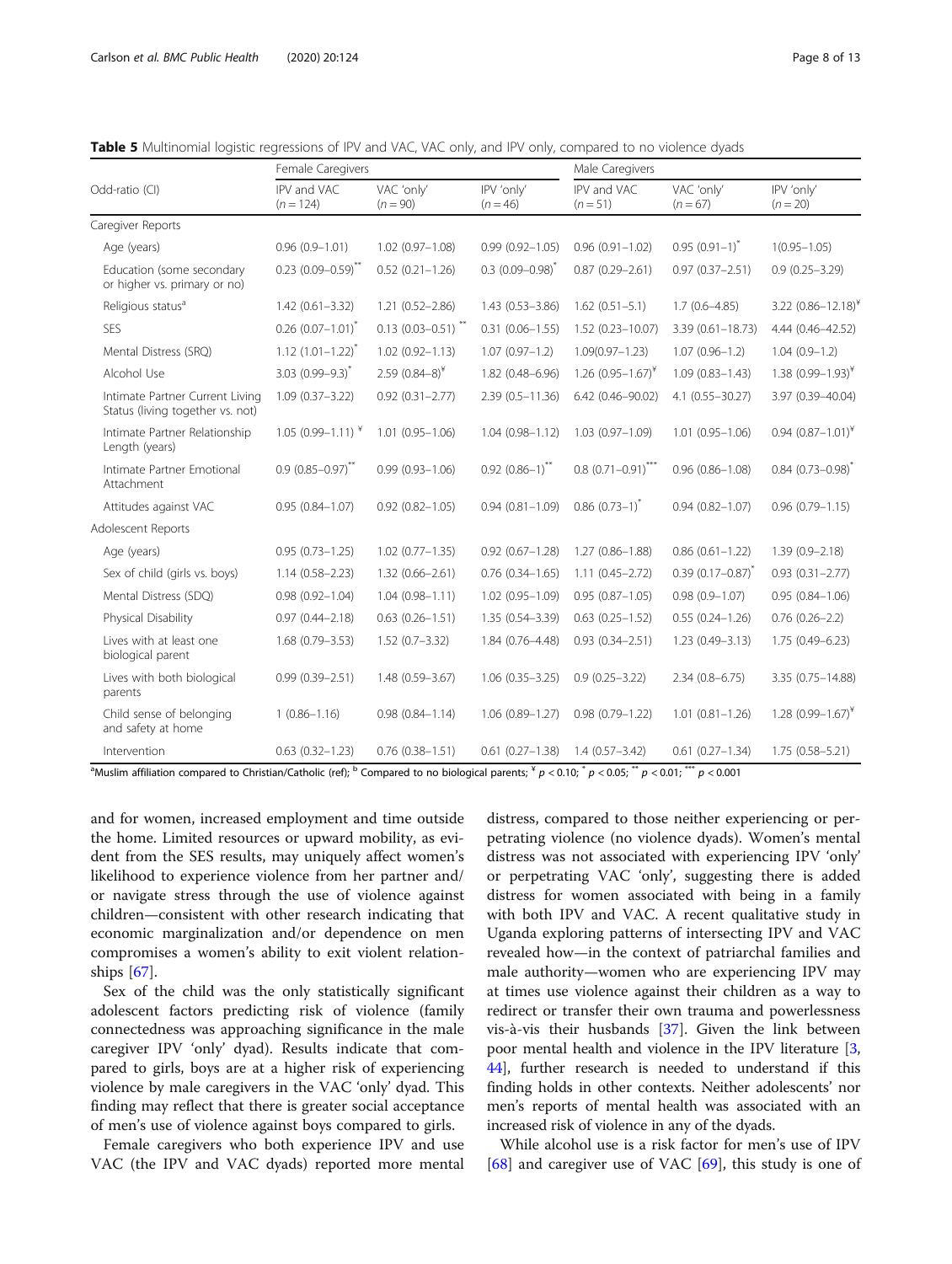**Table 5** Multinomial logistic regressions of IPV and VAC, VAC only, and IPV only, compared to no violence dyads

| Odd-ratio (CI) | Female Caregivers | | | Male Caregivers | | |
|---|---|---|---|---|---|---|
| | IPV and VAC (n = 124) | VAC 'only' (n = 90) | IPV 'only' (n = 46) | IPV and VAC (n = 51) | VAC 'only' (n = 67) | IPV 'only' (n = 20) |
| Caregiver Reports | | | | | | |
| Age (years) | 0.96 (0.9–1.01) | 1.02 (0.97–1.08) | 0.99 (0.92–1.05) | 0.96 (0.91–1.02) | 0.95 (0.91–1)* | 1(0.95–1.05) |
| Education (some secondary or higher vs. primary or no) | 0.23 (0.09–0.59)** | 0.52 (0.21–1.26) | 0.3 (0.09–0.98)* | 0.87 (0.29–2.61) | 0.97 (0.37–2.51) | 0.9 (0.25–3.29) |
| Religious status[a] | 1.42 (0.61–3.32) | 1.21 (0.52–2.86) | 1.43 (0.53–3.86) | 1.62 (0.51–5.1) | 1.7 (0.6–4.85) | 3.22 (0.86–12.18)¥ |
| SES | 0.26 (0.07–1.01)* | 0.13 (0.03–0.51)** | 0.31 (0.06–1.55) | 1.52 (0.23–10.07) | 3.39 (0.61–18.73) | 4.44 (0.46–42.52) |
| Mental Distress (SRQ) | 1.12 (1.01–1.22)* | 1.02 (0.92–1.13) | 1.07 (0.97–1.2) | 1.09(0.97–1.23) | 1.07 (0.96–1.2) | 1.04 (0.9–1.2) |
| Alcohol Use | 3.03 (0.99–9.3)* | 2.59 (0.84–8)¥ | 1.82 (0.48–6.96) | 1.26 (0.95–1.67)¥ | 1.09 (0.83–1.43) | 1.38 (0.99–1.93)¥ |
| Intimate Partner Current Living Status (living together vs. not) | 1.09 (0.37–3.22) | 0.92 (0.31–2.77) | 2.39 (0.5–11.36) | 6.42 (0.46–90.02) | 4.1 (0.55–30.27) | 3.97 (0.39–40.04) |
| Intimate Partner Relationship Length (years) | 1.05 (0.99–1.11) ¥ | 1.01 (0.95–1.06) | 1.04 (0.98–1.12) | 1.03 (0.97–1.09) | 1.01 (0.95–1.06) | 0.94 (0.87–1.01)¥ |
| Intimate Partner Emotional Attachment | 0.9 (0.85–0.97)** | 0.99 (0.93–1.06) | 0.92 (0.86–1)** | 0.8 (0.71–0.91)*** | 0.96 (0.86–1.08) | 0.84 (0.73–0.98)* |
| Attitudes against VAC | 0.95 (0.84–1.07) | 0.92 (0.82–1.05) | 0.94 (0.81–1.09) | 0.86 (0.73–1)* | 0.94 (0.82–1.07) | 0.96 (0.79–1.15) |
| Adolescent Reports | | | | | | |
| Age (years) | 0.95 (0.73–1.25) | 1.02 (0.77–1.35) | 0.92 (0.67–1.28) | 1.27 (0.86–1.88) | 0.86 (0.61–1.22) | 1.39 (0.9–2.18) |
| Sex of child (girls vs. boys) | 1.14 (0.58–2.23) | 1.32 (0.66–2.61) | 0.76 (0.34–1.65) | 1.11 (0.45–2.72) | 0.39 (0.17–0.87)* | 0.93 (0.31–2.77) |
| Mental Distress (SDQ) | 0.98 (0.92–1.04) | 1.04 (0.98–1.11) | 1.02 (0.95–1.09) | 0.95 (0.87–1.05) | 0.98 (0.9–1.07) | 0.95 (0.84–1.06) |
| Physical Disability | 0.97 (0.44–2.18) | 0.63 (0.26–1.51) | 1.35 (0.54–3.39) | 0.63 (0.25–1.52) | 0.55 (0.24–1.26) | 0.76 (0.26–2.2) |
| Lives with at least one biological parent | 1.68 (0.79–3.53) | 1.52 (0.7–3.32) | 1.84 (0.76–4.48) | 0.93 (0.34–2.51) | 1.23 (0.49–3.13) | 1.75 (0.49–6.23) |
| Lives with both biological parents | 0.99 (0.39–2.51) | 1.48 (0.59–3.67) | 1.06 (0.35–3.25) | 0.9 (0.25–3.22) | 2.34 (0.8–6.75) | 3.35 (0.75–14.88) |
| Child sense of belonging and safety at home | 1 (0.86–1.16) | 0.98 (0.84–1.14) | 1.06 (0.89–1.27) | 0.98 (0.79–1.22) | 1.01 (0.81–1.26) | 1.28 (0.99–1.67)¥ |
| Intervention | 0.63 (0.32–1.23) | 0.76 (0.38–1.51) | 0.61 (0.27–1.38) | 1.4 (0.57–3.42) | 0.61 (0.27–1.34) | 1.75 (0.58–5.21) |

[a]Muslim affiliation compared to Christian/Catholic (ref); [b] Compared to no biological parents; ¥ $p < 0.10$; * $p < 0.05$; ** $p < 0.01$; *** $p < 0.001$

and for women, increased employment and time outside the home. Limited resources or upward mobility, as evident from the SES results, may uniquely affect women's likelihood to experience violence from her partner and/or navigate stress through the use of violence against children—consistent with other research indicating that economic marginalization and/or dependence on men compromises a women's ability to exit violent relationships [67].

Sex of the child was the only statistically significant adolescent factors predicting risk of violence (family connectedness was approaching significance in the male caregiver IPV 'only' dyad). Results indicate that compared to girls, boys are at a higher risk of experiencing violence by male caregivers in the VAC 'only' dyad. This finding may reflect that there is greater social acceptance of men's use of violence against boys compared to girls.

Female caregivers who both experience IPV and use VAC (the IPV and VAC dyads) reported more mental distress, compared to those neither experiencing or perpetrating violence (no violence dyads). Women's mental distress was not associated with experiencing IPV 'only' or perpetrating VAC 'only', suggesting there is added distress for women associated with being in a family with both IPV and VAC. A recent qualitative study in Uganda exploring patterns of intersecting IPV and VAC revealed how—in the context of patriarchal families and male authority—women who are experiencing IPV may at times use violence against their children as a way to redirect or transfer their own trauma and powerlessness vis-à-vis their husbands [37]. Given the link between poor mental health and violence in the IPV literature [3, 44], further research is needed to understand if this finding holds in other contexts. Neither adolescents' nor men's reports of mental health was associated with an increased risk of violence in any of the dyads.

While alcohol use is a risk factor for men's use of IPV [68] and caregiver use of VAC [69], this study is one of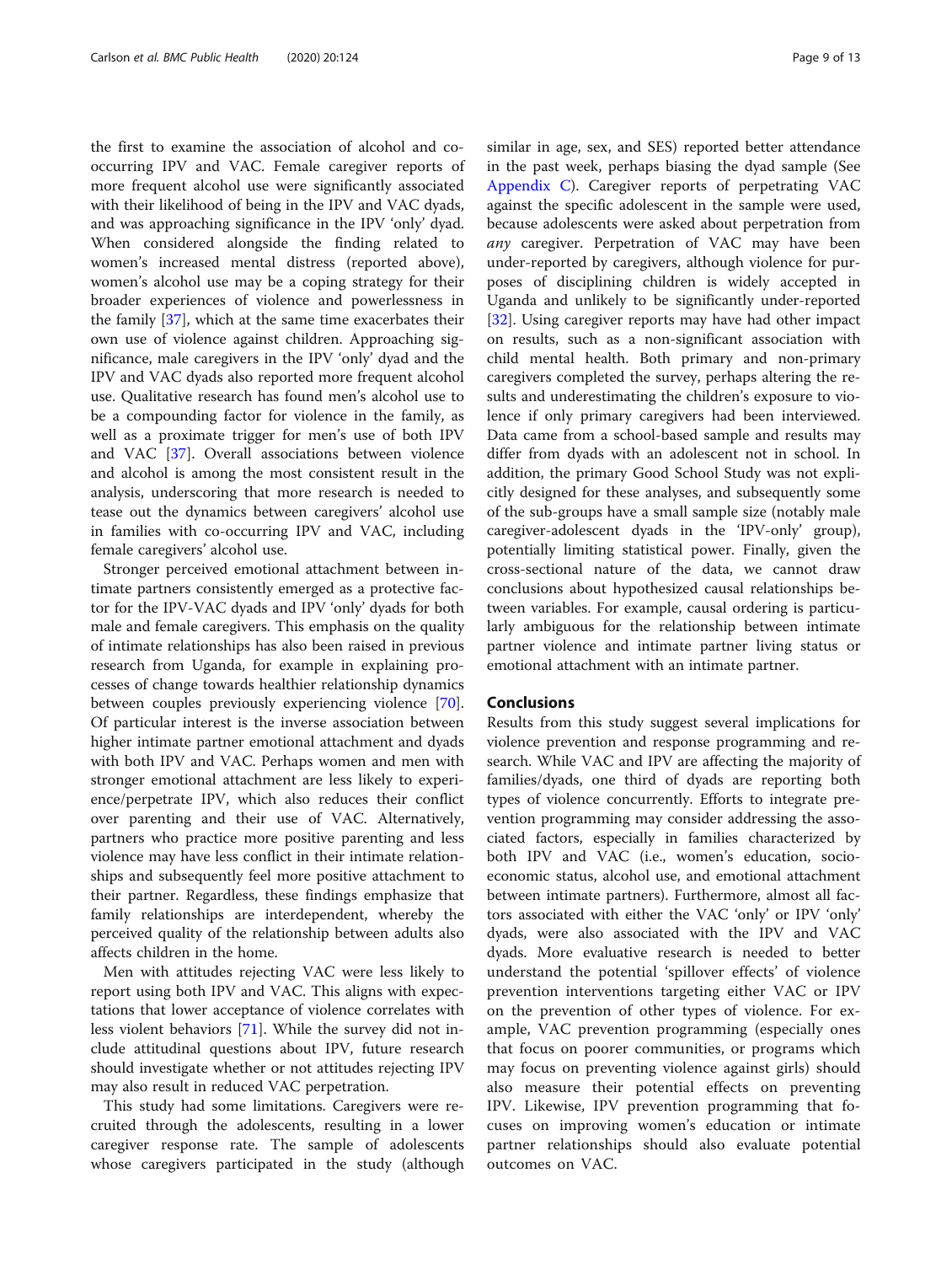the first to examine the association of alcohol and co-occurring IPV and VAC. Female caregiver reports of more frequent alcohol use were significantly associated with their likelihood of being in the IPV and VAC dyads, and was approaching significance in the IPV 'only' dyad. When considered alongside the finding related to women's increased mental distress (reported above), women's alcohol use may be a coping strategy for their broader experiences of violence and powerlessness in the family [37], which at the same time exacerbates their own use of violence against children. Approaching significance, male caregivers in the IPV 'only' dyad and the IPV and VAC dyads also reported more frequent alcohol use. Qualitative research has found men's alcohol use to be a compounding factor for violence in the family, as well as a proximate trigger for men's use of both IPV and VAC [37]. Overall associations between violence and alcohol is among the most consistent result in the analysis, underscoring that more research is needed to tease out the dynamics between caregivers' alcohol use in families with co-occurring IPV and VAC, including female caregivers' alcohol use.

Stronger perceived emotional attachment between intimate partners consistently emerged as a protective factor for the IPV-VAC dyads and IPV 'only' dyads for both male and female caregivers. This emphasis on the quality of intimate relationships has also been raised in previous research from Uganda, for example in explaining processes of change towards healthier relationship dynamics between couples previously experiencing violence [70]. Of particular interest is the inverse association between higher intimate partner emotional attachment and dyads with both IPV and VAC. Perhaps women and men with stronger emotional attachment are less likely to experience/perpetrate IPV, which also reduces their conflict over parenting and their use of VAC. Alternatively, partners who practice more positive parenting and less violence may have less conflict in their intimate relationships and subsequently feel more positive attachment to their partner. Regardless, these findings emphasize that family relationships are interdependent, whereby the perceived quality of the relationship between adults also affects children in the home.

Men with attitudes rejecting VAC were less likely to report using both IPV and VAC. This aligns with expectations that lower acceptance of violence correlates with less violent behaviors [71]. While the survey did not include attitudinal questions about IPV, future research should investigate whether or not attitudes rejecting IPV may also result in reduced VAC perpetration.

This study had some limitations. Caregivers were recruited through the adolescents, resulting in a lower caregiver response rate. The sample of adolescents whose caregivers participated in the study (although similar in age, sex, and SES) reported better attendance in the past week, perhaps biasing the dyad sample (See Appendix C). Caregiver reports of perpetrating VAC against the specific adolescent in the sample were used, because adolescents were asked about perpetration from *any* caregiver. Perpetration of VAC may have been under-reported by caregivers, although violence for purposes of disciplining children is widely accepted in Uganda and unlikely to be significantly under-reported [32]. Using caregiver reports may have had other impact on results, such as a non-significant association with child mental health. Both primary and non-primary caregivers completed the survey, perhaps altering the results and underestimating the children's exposure to violence if only primary caregivers had been interviewed. Data came from a school-based sample and results may differ from dyads with an adolescent not in school. In addition, the primary Good School Study was not explicitly designed for these analyses, and subsequently some of the sub-groups have a small sample size (notably male caregiver-adolescent dyads in the 'IPV-only' group), potentially limiting statistical power. Finally, given the cross-sectional nature of the data, we cannot draw conclusions about hypothesized causal relationships between variables. For example, causal ordering is particularly ambiguous for the relationship between intimate partner violence and intimate partner living status or emotional attachment with an intimate partner.

## Conclusions

Results from this study suggest several implications for violence prevention and response programming and research. While VAC and IPV are affecting the majority of families/dyads, one third of dyads are reporting both types of violence concurrently. Efforts to integrate prevention programming may consider addressing the associated factors, especially in families characterized by both IPV and VAC (i.e., women's education, socio-economic status, alcohol use, and emotional attachment between intimate partners). Furthermore, almost all factors associated with either the VAC 'only' or IPV 'only' dyads, were also associated with the IPV and VAC dyads. More evaluative research is needed to better understand the potential 'spillover effects' of violence prevention interventions targeting either VAC or IPV on the prevention of other types of violence. For example, VAC prevention programming (especially ones that focus on poorer communities, or programs which may focus on preventing violence against girls) should also measure their potential effects on preventing IPV. Likewise, IPV prevention programming that focuses on improving women's education or intimate partner relationships should also evaluate potential outcomes on VAC.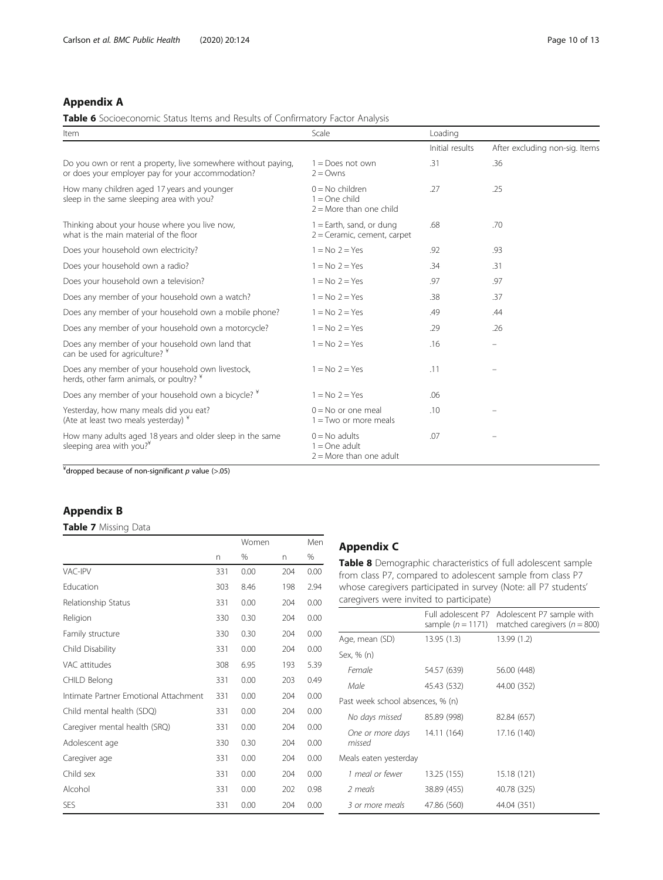## Appendix A

**Table 6** Socioeconomic Status Items and Results of Confirmatory Factor Analysis

| Item | Scale | Loading | |
|---|---|---|---|
| | | Initial results | After excluding non-sig. Items |
| Do you own or rent a property, live somewhere without paying, or does your employer pay for your accommodation? | 1 = Does not own 2 = Owns | .31 | .36 |
| How many children aged 17 years and younger sleep in the same sleeping area with you? | 0 = No children 1 = One child 2 = More than one child | .27 | .25 |
| Thinking about your house where you live now, what is the main material of the floor | 1 = Earth, sand, or dung 2 = Ceramic, cement, carpet | .68 | .70 |
| Does your household own electricity? | 1 = No 2 = Yes | .92 | .93 |
| Does your household own a radio? | 1 = No 2 = Yes | .34 | .31 |
| Does your household own a television? | 1 = No 2 = Yes | .97 | .97 |
| Does any member of your household own a watch? | 1 = No 2 = Yes | .38 | .37 |
| Does any member of your household own a mobile phone? | 1 = No 2 = Yes | .49 | .44 |
| Does any member of your household own a motorcycle? | 1 = No 2 = Yes | .29 | .26 |
| Does any member of your household own land that can be used for agriculture? ¥ | 1 = No 2 = Yes | .16 | – |
| Does any member of your household own livestock, herds, other farm animals, or poultry? ¥ | 1 = No 2 = Yes | .11 | – |
| Does any member of your household own a bicycle? ¥ | 1 = No 2 = Yes | .06 | |
| Yesterday, how many meals did you eat? (Ate at least two meals yesterday) ¥ | 0 = No or one meal 1 = Two or more meals | .10 | – |
| How many adults aged 18 years and older sleep in the same sleeping area with you?¥ | 0 = No adults 1 = One adult 2 = More than one adult | .07 | – |

¥dropped because of non-significant *p* value (>.05)

## Appendix B

**Table 7** Missing Data

| | Women | | Men | |
|---|---|---|---|---|
| | n | % | n | % |
| VAC-IPV | 331 | 0.00 | 204 | 0.00 |
| Education | 303 | 8.46 | 198 | 2.94 |
| Relationship Status | 331 | 0.00 | 204 | 0.00 |
| Religion | 330 | 0.30 | 204 | 0.00 |
| Family structure | 330 | 0.30 | 204 | 0.00 |
| Child Disability | 331 | 0.00 | 204 | 0.00 |
| VAC attitudes | 308 | 6.95 | 193 | 5.39 |
| CHILD Belong | 331 | 0.00 | 203 | 0.49 |
| Intimate Partner Emotional Attachment | 331 | 0.00 | 204 | 0.00 |
| Child mental health (SDQ) | 331 | 0.00 | 204 | 0.00 |
| Caregiver mental health (SRQ) | 331 | 0.00 | 204 | 0.00 |
| Adolescent age | 330 | 0.30 | 204 | 0.00 |
| Caregiver age | 331 | 0.00 | 204 | 0.00 |
| Child sex | 331 | 0.00 | 204 | 0.00 |
| Alcohol | 331 | 0.00 | 202 | 0.98 |
| SES | 331 | 0.00 | 204 | 0.00 |

## Appendix C

**Table 8** Demographic characteristics of full adolescent sample from class P7, compared to adolescent sample from class P7 whose caregivers participated in survey (Note: all P7 students' caregivers were invited to participate)

| | Full adolescent P7 sample ($n = 1171$) | Adolescent P7 sample with matched caregivers ($n = 800$) |
|---|---|---|
| Age, mean (SD) | 13.95 (1.3) | 13.99 (1.2) |
| Sex, % (n) | | |
| *Female* | 54.57 (639) | 56.00 (448) |
| *Male* | 45.43 (532) | 44.00 (352) |
| Past week school absences, % (n) | | |
| *No days missed* | 85.89 (998) | 82.84 (657) |
| *One or more days missed* | 14.11 (164) | 17.16 (140) |
| Meals eaten yesterday | | |
| *1 meal or fewer* | 13.25 (155) | 15.18 (121) |
| *2 meals* | 38.89 (455) | 40.78 (325) |
| *3 or more meals* | 47.86 (560) | 44.04 (351) |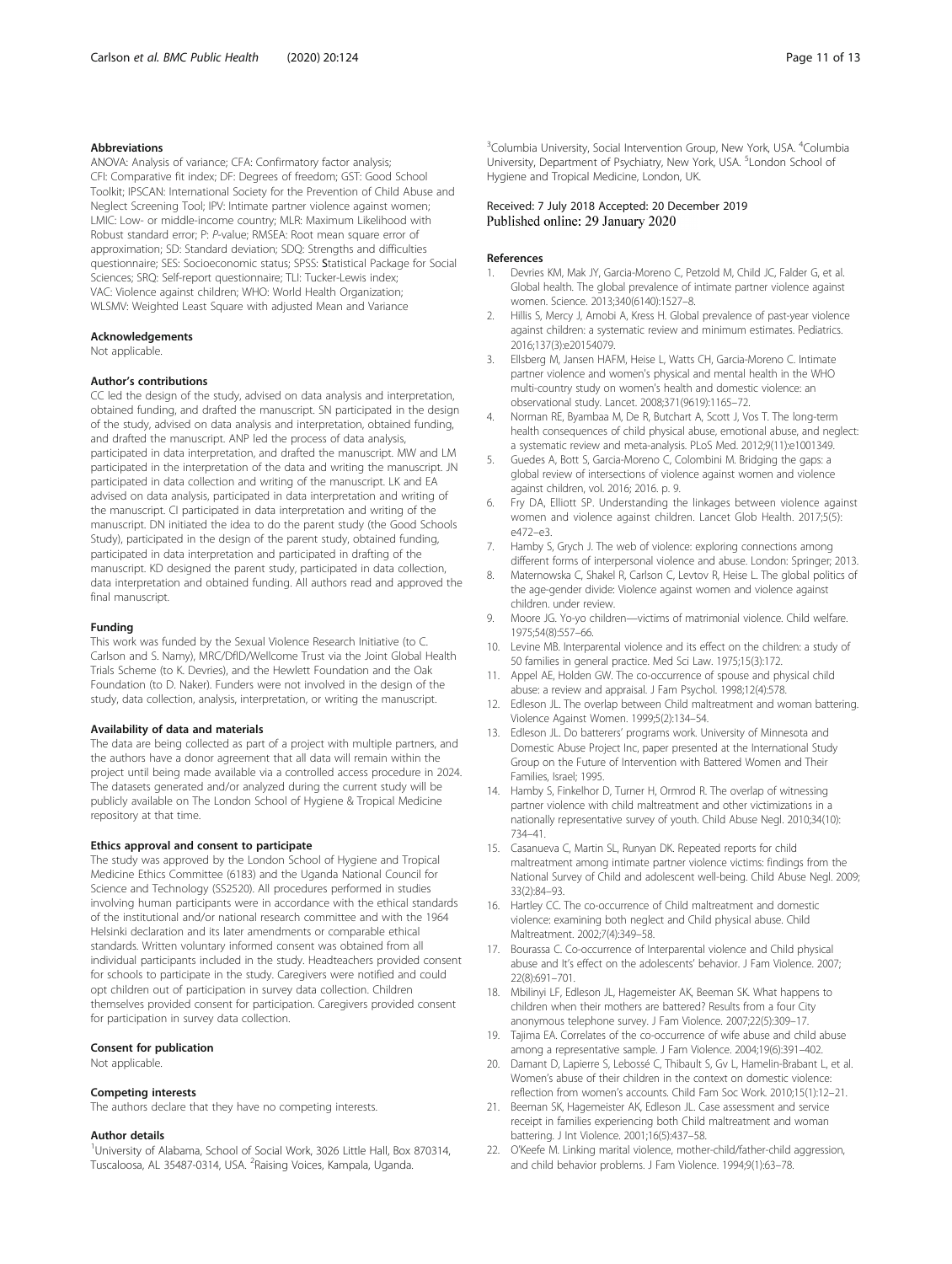### Abbreviations

ANOVA: Analysis of variance; CFA: Confirmatory factor analysis; CFI: Comparative fit index; DF: Degrees of freedom; GST: Good School Toolkit; IPSCAN: International Society for the Prevention of Child Abuse and Neglect Screening Tool; IPV: Intimate partner violence against women; LMIC: Low- or middle-income country; MLR: Maximum Likelihood with Robust standard error; P: P-value; RMSEA: Root mean square error of approximation; SD: Standard deviation; SDQ: Strengths and difficulties questionnaire; SES: Socioeconomic status; SPSS: Statistical Package for Social Sciences; SRQ: Self-report questionnaire; TLI: Tucker-Lewis index; VAC: Violence against children; WHO: World Health Organization; WLSMV: Weighted Least Square with adjusted Mean and Variance

### Acknowledgements

Not applicable.

### Author's contributions

CC led the design of the study, advised on data analysis and interpretation, obtained funding, and drafted the manuscript. SN participated in the design of the study, advised on data analysis and interpretation, obtained funding, and drafted the manuscript. ANP led the process of data analysis, participated in data interpretation, and drafted the manuscript. MW and LM participated in the interpretation of the data and writing the manuscript. JN participated in data collection and writing of the manuscript. LK and EA advised on data analysis, participated in data interpretation and writing of the manuscript. CI participated in data interpretation and writing of the manuscript. DN initiated the idea to do the parent study (the Good Schools Study), participated in the design of the parent study, obtained funding, participated in data interpretation and participated in drafting of the manuscript. KD designed the parent study, participated in data collection, data interpretation and obtained funding. All authors read and approved the final manuscript.

### Funding

This work was funded by the Sexual Violence Research Initiative (to C. Carlson and S. Namy), MRC/DfID/Wellcome Trust via the Joint Global Health Trials Scheme (to K. Devries), and the Hewlett Foundation and the Oak Foundation (to D. Naker). Funders were not involved in the design of the study, data collection, analysis, interpretation, or writing the manuscript.

### Availability of data and materials

The data are being collected as part of a project with multiple partners, and the authors have a donor agreement that all data will remain within the project until being made available via a controlled access procedure in 2024. The datasets generated and/or analyzed during the current study will be publicly available on The London School of Hygiene & Tropical Medicine repository at that time.

### Ethics approval and consent to participate

The study was approved by the London School of Hygiene and Tropical Medicine Ethics Committee (6183) and the Uganda National Council for Science and Technology (SS2520). All procedures performed in studies involving human participants were in accordance with the ethical standards of the institutional and/or national research committee and with the 1964 Helsinki declaration and its later amendments or comparable ethical standards. Written voluntary informed consent was obtained from all individual participants included in the study. Headteachers provided consent for schools to participate in the study. Caregivers were notified and could opt children out of participation in survey data collection. Children themselves provided consent for participation. Caregivers provided consent for participation in survey data collection.

### Consent for publication

Not applicable.

### Competing interests

The authors declare that they have no competing interests.

### Author details

[1]University of Alabama, School of Social Work, 3026 Little Hall, Box 870314, Tuscaloosa, AL 35487-0314, USA. [2]Raising Voices, Kampala, Uganda. [3]Columbia University, Social Intervention Group, New York, USA. [4]Columbia University, Department of Psychiatry, New York, USA. [5]London School of Hygiene and Tropical Medicine, London, UK.

Received: 7 July 2018 Accepted: 20 December 2019
Published online: 29 January 2020

### References

1. Devries KM, Mak JY, Garcia-Moreno C, Petzold M, Child JC, Falder G, et al. Global health. The global prevalence of intimate partner violence against women. Science. 2013;340(6140):1527–8.
2. Hillis S, Mercy J, Amobi A, Kress H. Global prevalence of past-year violence against children: a systematic review and minimum estimates. Pediatrics. 2016;137(3):e20154079.
3. Ellsberg M, Jansen HAFM, Heise L, Watts CH, Garcia-Moreno C. Intimate partner violence and women's physical and mental health in the WHO multi-country study on women's health and domestic violence: an observational study. Lancet. 2008;371(9619):1165–72.
4. Norman RE, Byambaa M, De R, Butchart A, Scott J, Vos T. The long-term health consequences of child physical abuse, emotional abuse, and neglect: a systematic review and meta-analysis. PLoS Med. 2012;9(11):e1001349.
5. Guedes A, Bott S, Garcia-Moreno C, Colombini M. Bridging the gaps: a global review of intersections of violence against women and violence against children, vol. 2016; 2016. p. 9.
6. Fry DA, Elliott SP. Understanding the linkages between violence against women and violence against children. Lancet Glob Health. 2017;5(5): e472–e3.
7. Hamby S, Grych J. The web of violence: exploring connections among different forms of interpersonal violence and abuse. London: Springer; 2013.
8. Maternowska C, Shakel R, Carlson C, Levtov R, Heise L. The global politics of the age-gender divide: Violence against women and violence against children. under review.
9. Moore JG. Yo-yo children—victims of matrimonial violence. Child welfare. 1975;54(8):557–66.
10. Levine MB. Interparental violence and its effect on the children: a study of 50 families in general practice. Med Sci Law. 1975;15(3):172.
11. Appel AE, Holden GW. The co-occurrence of spouse and physical child abuse: a review and appraisal. J Fam Psychol. 1998;12(4):578.
12. Edleson JL. The overlap between Child maltreatment and woman battering. Violence Against Women. 1999;5(2):134–54.
13. Edleson JL. Do batterers' programs work. University of Minnesota and Domestic Abuse Project Inc, paper presented at the International Study Group on the Future of Intervention with Battered Women and Their Families, Israel; 1995.
14. Hamby S, Finkelhor D, Turner H, Ormrod R. The overlap of witnessing partner violence with child maltreatment and other victimizations in a nationally representative survey of youth. Child Abuse Negl. 2010;34(10): 734–41.
15. Casanueva C, Martin SL, Runyan DK. Repeated reports for child maltreatment among intimate partner violence victims: findings from the National Survey of Child and adolescent well-being. Child Abuse Negl. 2009; 33(2):84–93.
16. Hartley CC. The co-occurrence of Child maltreatment and domestic violence: examining both neglect and Child physical abuse. Child Maltreatment. 2002;7(4):349–58.
17. Bourassa C. Co-occurrence of Interparental violence and Child physical abuse and It's effect on the adolescents' behavior. J Fam Violence. 2007; 22(8):691–701.
18. Mbilinyi LF, Edleson JL, Hagemeister AK, Beeman SK. What happens to children when their mothers are battered? Results from a four City anonymous telephone survey. J Fam Violence. 2007;22(5):309–17.
19. Tajima EA. Correlates of the co-occurrence of wife abuse and child abuse among a representative sample. J Fam Violence. 2004;19(6):391–402.
20. Damant D, Lapierre S, Lebossé C, Thibault S, Gv L, Hamelin-Brabant L, et al. Women's abuse of their children in the context on domestic violence: reflection from women's accounts. Child Fam Soc Work. 2010;15(1):12–21.
21. Beeman SK, Hagemeister AK, Edleson JL. Case assessment and service receipt in families experiencing both Child maltreatment and woman battering. J Int Violence. 2001;16(5):437–58.
22. O'Keefe M. Linking marital violence, mother-child/father-child aggression, and child behavior problems. J Fam Violence. 1994;9(1):63–78.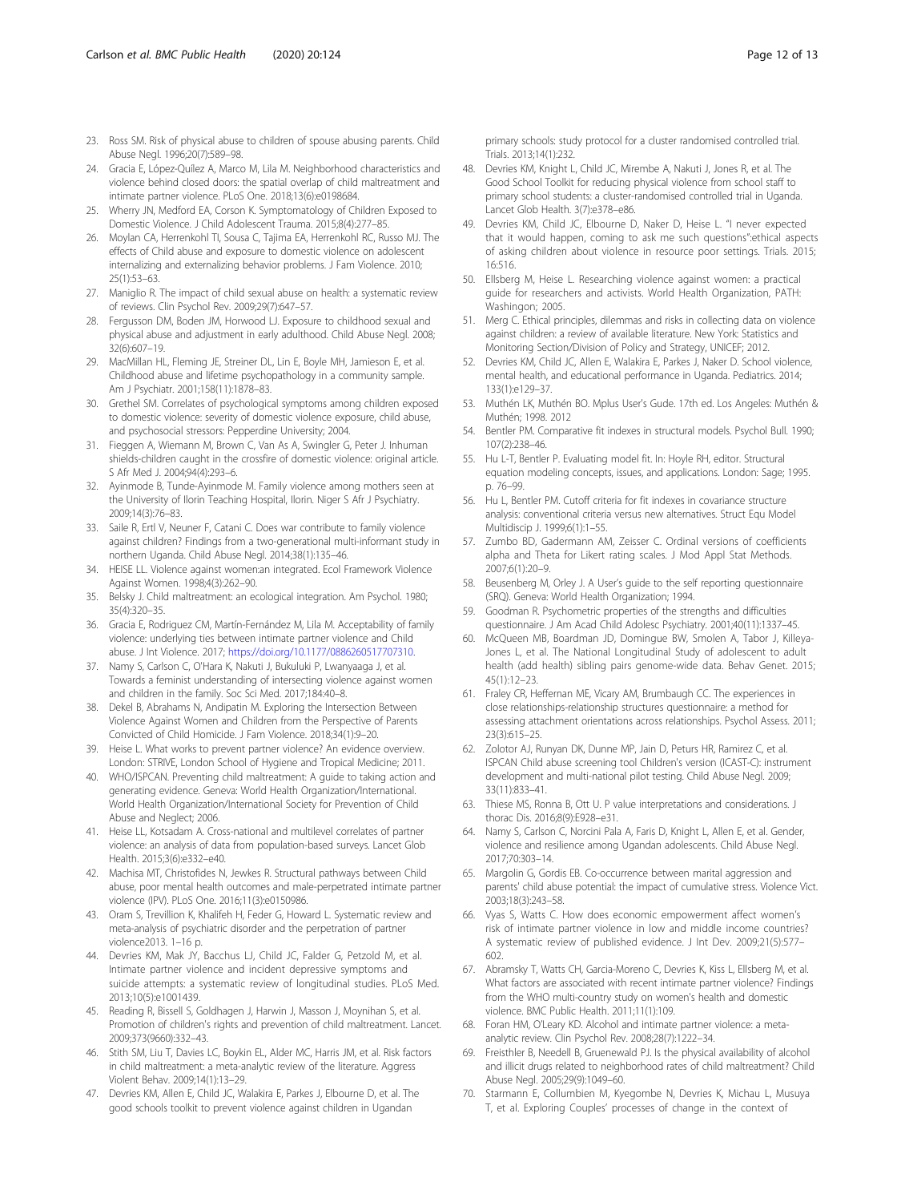23. Ross SM. Risk of physical abuse to children of spouse abusing parents. Child Abuse Negl. 1996;20(7):589–98.
24. Gracia E, López-Quílez A, Marco M, Lila M. Neighborhood characteristics and violence behind closed doors: the spatial overlap of child maltreatment and intimate partner violence. PLoS One. 2018;13(6):e0198684.
25. Wherry JN, Medford EA, Corson K. Symptomatology of Children Exposed to Domestic Violence. J Child Adolescent Trauma. 2015;8(4):277–85.
26. Moylan CA, Herrenkohl TI, Sousa C, Tajima EA, Herrenkohl RC, Russo MJ. The effects of Child abuse and exposure to domestic violence on adolescent internalizing and externalizing behavior problems. J Fam Violence. 2010; 25(1):53–63.
27. Maniglio R. The impact of child sexual abuse on health: a systematic review of reviews. Clin Psychol Rev. 2009;29(7):647–57.
28. Fergusson DM, Boden JM, Horwood LJ. Exposure to childhood sexual and physical abuse and adjustment in early adulthood. Child Abuse Negl. 2008; 32(6):607–19.
29. MacMillan HL, Fleming JE, Streiner DL, Lin E, Boyle MH, Jamieson E, et al. Childhood abuse and lifetime psychopathology in a community sample. Am J Psychiatr. 2001;158(11):1878–83.
30. Grethel SM. Correlates of psychological symptoms among children exposed to domestic violence: severity of domestic violence exposure, child abuse, and psychosocial stressors: Pepperdine University; 2004.
31. Fieggen A, Wiemann M, Brown C, Van As A, Swingler G, Peter J. Inhuman shields-children caught in the crossfire of domestic violence: original article. S Afr Med J. 2004;94(4):293–6.
32. Ayinmode B, Tunde-Ayinmode M. Family violence among mothers seen at the University of Ilorin Teaching Hospital, Ilorin. Niger S Afr J Psychiatry. 2009;14(3):76–83.
33. Saile R, Ertl V, Neuner F, Catani C. Does war contribute to family violence against children? Findings from a two-generational multi-informant study in northern Uganda. Child Abuse Negl. 2014;38(1):135–46.
34. HEISE LL. Violence against women:an integrated. Ecol Framework Violence Against Women. 1998;4(3):262–90.
35. Belsky J. Child maltreatment: an ecological integration. Am Psychol. 1980; 35(4):320–35.
36. Gracia E, Rodriguez CM, Martín-Fernández M, Lila M. Acceptability of family violence: underlying ties between intimate partner violence and Child abuse. J Int Violence. 2017; https://doi.org/10.1177/0886260517707310.
37. Namy S, Carlson C, O'Hara K, Nakuti J, Bukuluki P, Lwanyaaga J, et al. Towards a feminist understanding of intersecting violence against women and children in the family. Soc Sci Med. 2017;184:40–8.
38. Dekel B, Abrahams N, Andipatin M. Exploring the Intersection Between Violence Against Women and Children from the Perspective of Parents Convicted of Child Homicide. J Fam Violence. 2018;34(1):9–20.
39. Heise L. What works to prevent partner violence? An evidence overview. London: STRIVE, London School of Hygiene and Tropical Medicine; 2011.
40. WHO/ISPCAN. Preventing child maltreatment: A guide to taking action and generating evidence. Geneva: World Health Organization/International. World Health Organization/International Society for Prevention of Child Abuse and Neglect; 2006.
41. Heise LL, Kotsadam A. Cross-national and multilevel correlates of partner violence: an analysis of data from population-based surveys. Lancet Glob Health. 2015;3(6):e332–e40.
42. Machisa MT, Christofides N, Jewkes R. Structural pathways between Child abuse, poor mental health outcomes and male-perpetrated intimate partner violence (IPV). PLoS One. 2016;11(3):e0150986.
43. Oram S, Trevillion K, Khalifeh H, Feder G, Howard L. Systematic review and meta-analysis of psychiatric disorder and the perpetration of partner violence2013. 1–16 p.
44. Devries KM, Mak JY, Bacchus LJ, Child JC, Falder G, Petzold M, et al. Intimate partner violence and incident depressive symptoms and suicide attempts: a systematic review of longitudinal studies. PLoS Med. 2013;10(5):e1001439.
45. Reading R, Bissell S, Goldhagen J, Harwin J, Masson J, Moynihan S, et al. Promotion of children's rights and prevention of child maltreatment. Lancet. 2009;373(9660):332–43.
46. Stith SM, Liu T, Davies LC, Boykin EL, Alder MC, Harris JM, et al. Risk factors in child maltreatment: a meta-analytic review of the literature. Aggress Violent Behav. 2009;14(1):13–29.
47. Devries KM, Allen E, Child JC, Walakira E, Parkes J, Elbourne D, et al. The good schools toolkit to prevent violence against children in Ugandan primary schools: study protocol for a cluster randomised controlled trial. Trials. 2013;14(1):232.
48. Devries KM, Knight L, Child JC, Mirembe A, Nakuti J, Jones R, et al. The Good School Toolkit for reducing physical violence from school staff to primary school students: a cluster-randomised controlled trial in Uganda. Lancet Glob Health. 3(7):e378–e86.
49. Devries KM, Child JC, Elbourne D, Naker D, Heise L. "I never expected that it would happen, coming to ask me such questions":ethical aspects of asking children about violence in resource poor settings. Trials. 2015; 16:516.
50. Ellsberg M, Heise L. Researching violence against women: a practical guide for researchers and activists. World Health Organization, PATH: Washingon; 2005.
51. Merg C. Ethical principles, dilemmas and risks in collecting data on violence against children: a review of available literature. New York: Statistics and Monitoring Section/Division of Policy and Strategy, UNICEF; 2012.
52. Devries KM, Child JC, Allen E, Walakira E, Parkes J, Naker D. School violence, mental health, and educational performance in Uganda. Pediatrics. 2014; 133(1):e129–37.
53. Muthén LK, Muthén BO. Mplus User's Gude. 17th ed. Los Angeles: Muthén & Muthén; 1998. 2012
54. Bentler PM. Comparative fit indexes in structural models. Psychol Bull. 1990; 107(2):238–46.
55. Hu L-T, Bentler P. Evaluating model fit. In: Hoyle RH, editor. Structural equation modeling concepts, issues, and applications. London: Sage; 1995. p. 76–99.
56. Hu L, Bentler PM. Cutoff criteria for fit indexes in covariance structure analysis: conventional criteria versus new alternatives. Struct Equ Model Multidiscip J. 1999;6(1):1–55.
57. Zumbo BD, Gadermann AM, Zeisser C. Ordinal versions of coefficients alpha and Theta for Likert rating scales. J Mod Appl Stat Methods. 2007;6(1):20–9.
58. Beusenberg M, Orley J. A User's guide to the self reporting questionnaire (SRQ). Geneva: World Health Organization; 1994.
59. Goodman R. Psychometric properties of the strengths and difficulties questionnaire. J Am Acad Child Adolesc Psychiatry. 2001;40(11):1337–45.
60. McQueen MB, Boardman JD, Domingue BW, Smolen A, Tabor J, Killeya-Jones L, et al. The National Longitudinal Study of adolescent to adult health (add health) sibling pairs genome-wide data. Behav Genet. 2015; 45(1):12–23.
61. Fraley CR, Heffernan ME, Vicary AM, Brumbaugh CC. The experiences in close relationships-relationship structures questionnaire: a method for assessing attachment orientations across relationships. Psychol Assess. 2011; 23(3):615–25.
62. Zolotor AJ, Runyan DK, Dunne MP, Jain D, Peturs HR, Ramirez C, et al. ISPCAN Child abuse screening tool Children's version (ICAST-C): instrument development and multi-national pilot testing. Child Abuse Negl. 2009; 33(11):833–41.
63. Thiese MS, Ronna B, Ott U. P value interpretations and considerations. J thorac Dis. 2016;8(9):E928–e31.
64. Namy S, Carlson C, Norcini Pala A, Faris D, Knight L, Allen E, et al. Gender, violence and resilience among Ugandan adolescents. Child Abuse Negl. 2017;70:303–14.
65. Margolin G, Gordis EB. Co-occurrence between marital aggression and parents' child abuse potential: the impact of cumulative stress. Violence Vict. 2003;18(3):243–58.
66. Vyas S, Watts C. How does economic empowerment affect women's risk of intimate partner violence in low and middle income countries? A systematic review of published evidence. J Int Dev. 2009;21(5):577–602.
67. Abramsky T, Watts CH, Garcia-Moreno C, Devries K, Kiss L, Ellsberg M, et al. What factors are associated with recent intimate partner violence? Findings from the WHO multi-country study on women's health and domestic violence. BMC Public Health. 2011;11(1):109.
68. Foran HM, O'Leary KD. Alcohol and intimate partner violence: a meta-analytic review. Clin Psychol Rev. 2008;28(7):1222–34.
69. Freisthler B, Needell B, Gruenewald PJ. Is the physical availability of alcohol and illicit drugs related to neighborhood rates of child maltreatment? Child Abuse Negl. 2005;29(9):1049–60.
70. Starmann E, Collumbien M, Kyegombe N, Devries K, Michau L, Musuya T, et al. Exploring Couples' processes of change in the context of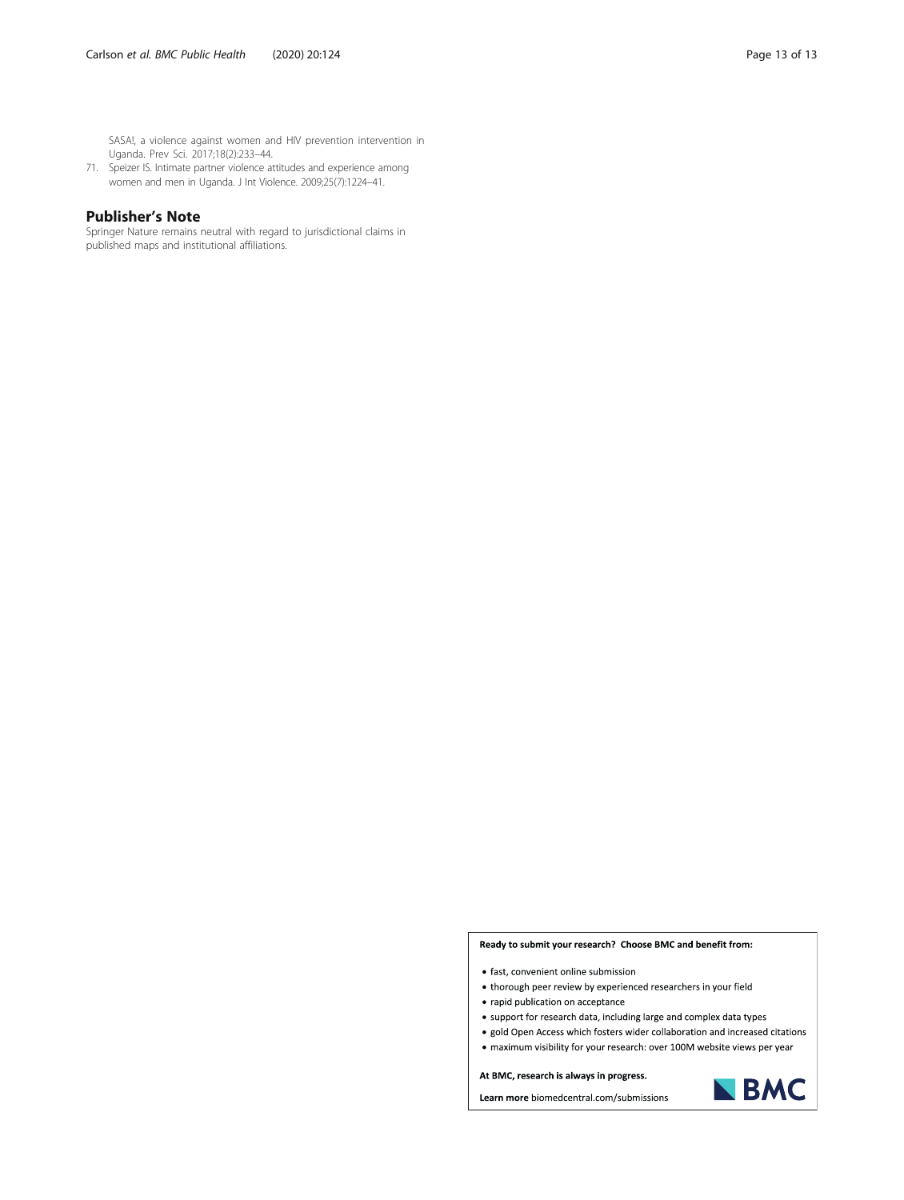SASA!, a violence against women and HIV prevention intervention in Uganda. Prev Sci. 2017;18(2):233–44.

71. Speizer IS. Intimate partner violence attitudes and experience among women and men in Uganda. J Int Violence. 2009;25(7):1224–41.

## Publisher's Note

Springer Nature remains neutral with regard to jurisdictional claims in published maps and institutional affiliations.

**Ready to submit your research? Choose BMC and benefit from:**

- fast, convenient online submission
- thorough peer review by experienced researchers in your field
- rapid publication on acceptance
- support for research data, including large and complex data types
- gold Open Access which fosters wider collaboration and increased citations
- maximum visibility for your research: over 100M website views per year

**At BMC, research is always in progress.**

**Learn more** biomedcentral.com/submissions

BMC